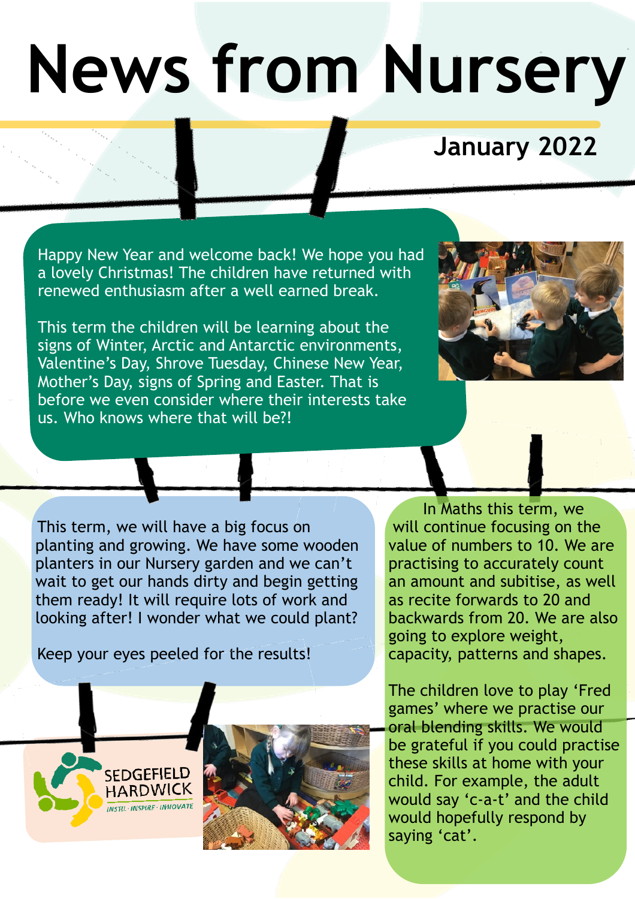# News from Nursery

## January 2022

Happy New Year and welcome back! We hope you had a lovely Christmas! The children have returned with renewed enthusiasm after a well earned break.

This term the children will be learning about the signs of Winter, Arctic and Antarctic environments, Valentine's Day, Shrove Tuesday, Chinese New Year, Mother's Day, signs of Spring and Easter. That is before we even consider where their interests take us. Who knows where that will be?!

This term, we will have a big focus on planting and growing. We have some wooden planters in our Nursery garden and we can't wait to get our hands dirty and begin getting them ready! It will require lots of work and looking after! I wonder what we could plant?

Keep your eyes peeled for the results!

In Maths this term, we will continue focusing on the value of numbers to 10. We are practising to accurately count an amount and subitise, as well as recite forwards to 20 and backwards from 20. We are also going to explore weight, capacity, patterns and shapes.

The children love to play 'Fred games' where we practise our oral blending skills. We would be grateful if you could practise these skills at home with your child. For example, the adult would say 'c-a-t' and the child would hopefully respond by saying 'cat'.

SEDGEFIELD HARDWICK

INSTIL · INSPIRE · INNOVATE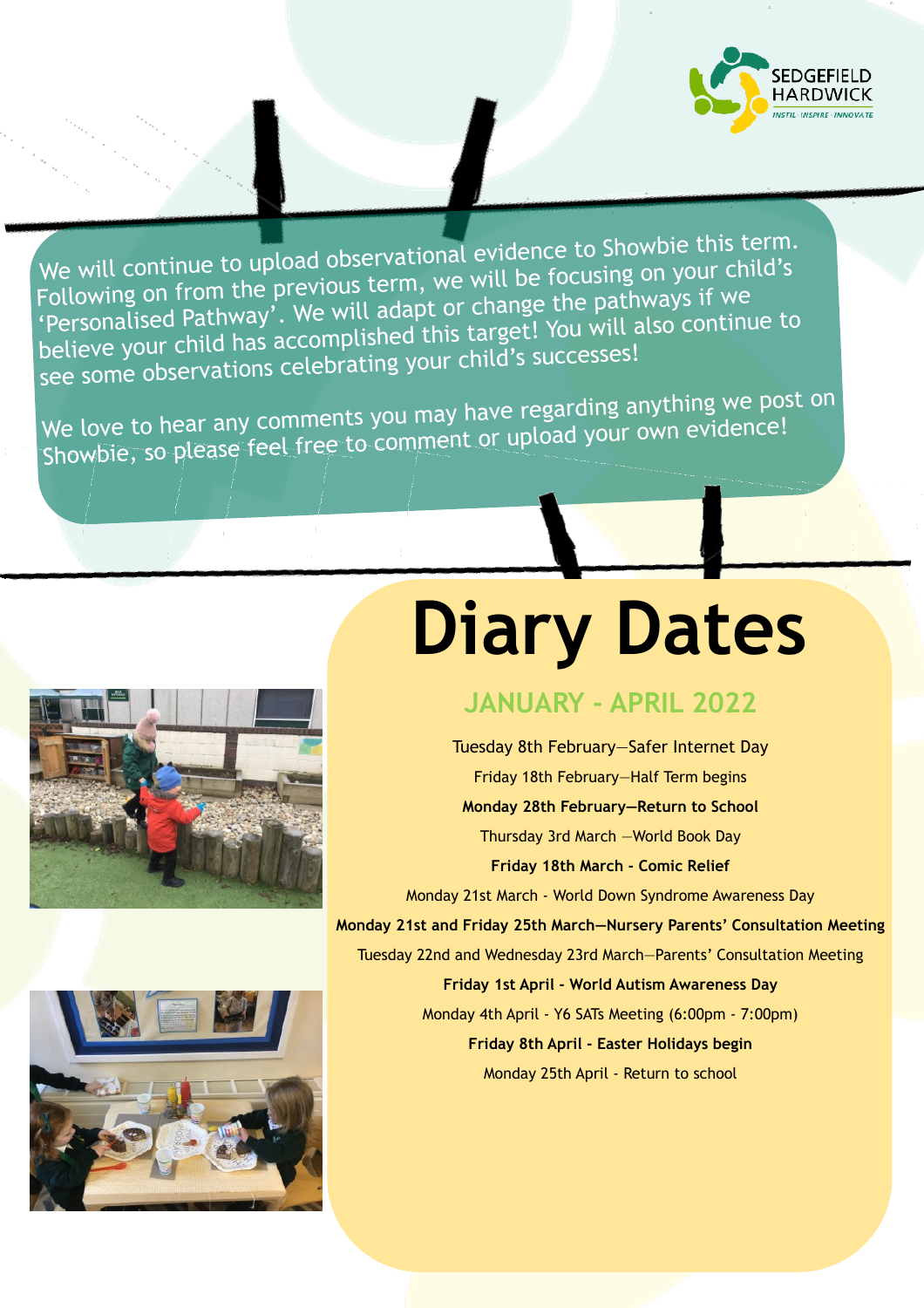We will continue to upload observational evidence to Showbie this term. Following on from the previous term, we will be focusing on your child's 'Personalised Pathway'. We will adapt or change the pathways if we believe your child has accomplished this target! You will also continue to see some observations celebrating your child's successes!

We love to hear any comments you may have regarding anything we post on Showbie, so please feel free to comment or upload your own evidence!

# Diary Dates

## JANUARY - APRIL 2022

Tuesday 8th February—Safer Internet Day

Friday 18th February—Half Term begins

**Monday 28th February—Return to School**

Thursday 3rd March —World Book Day

**Friday 18th March - Comic Relief**

Monday 21st March - World Down Syndrome Awareness Day

**Monday 21st and Friday 25th March—Nursery Parents' Consultation Meeting**

Tuesday 22nd and Wednesday 23rd March—Parents' Consultation Meeting

**Friday 1st April - World Autism Awareness Day**

Monday 4th April - Y6 SATs Meeting (6:00pm - 7:00pm)

**Friday 8th April - Easter Holidays begin**

Monday 25th April - Return to school